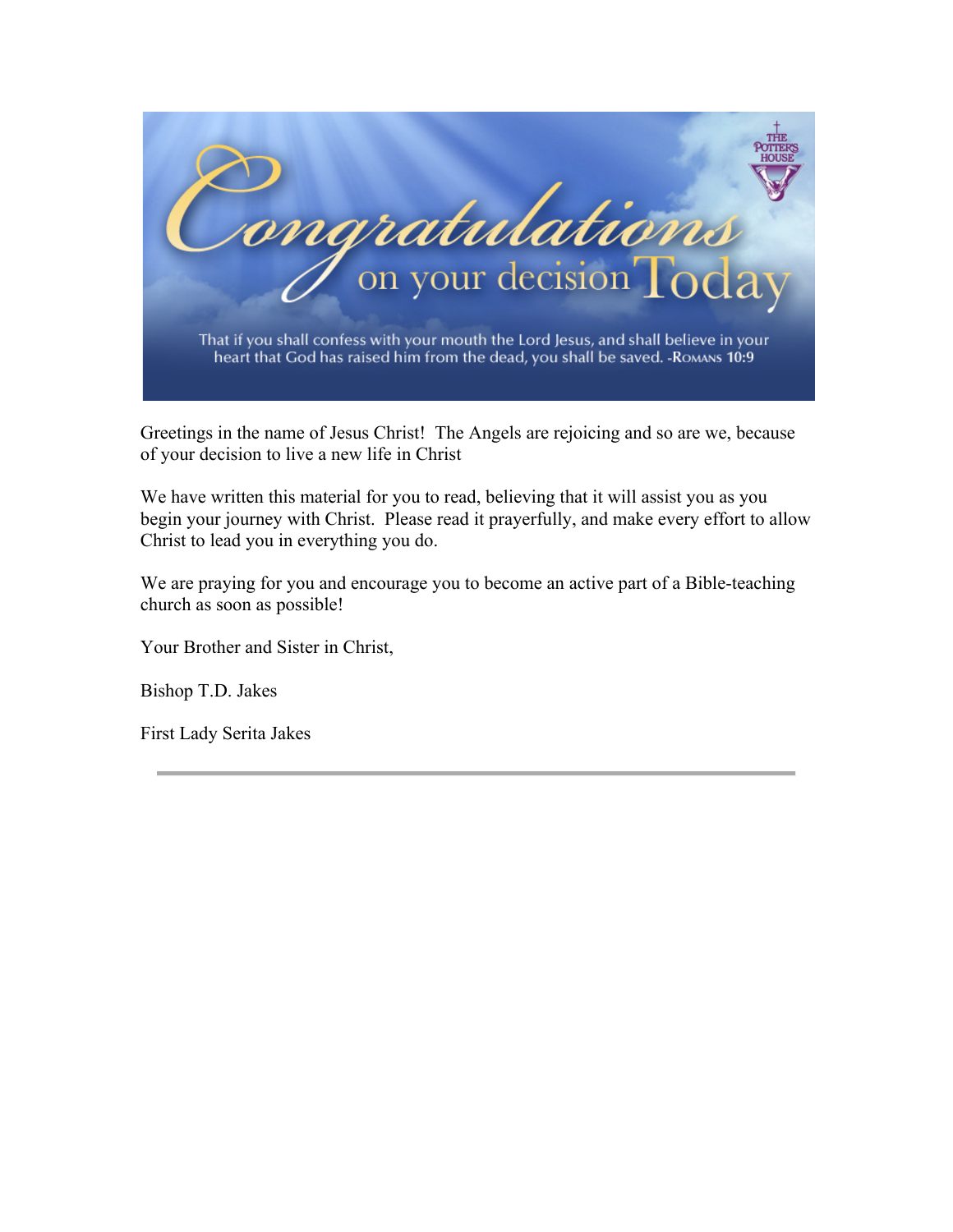# Congratulations on your decision Today

That if you shall confess with your mouth the Lord Jesus, and shall believe in your heart that God has raised him from the dead, you shall be saved. -Romans 10:9

Greetings in the name of Jesus Christ! The Angels are rejoicing and so are we, because of your decision to live a new life in Christ

We have written this material for you to read, believing that it will assist you as you begin your journey with Christ. Please read it prayerfully, and make every effort to allow Christ to lead you in everything you do.

We are praying for you and encourage you to become an active part of a Bible-teaching church as soon as possible!

Your Brother and Sister in Christ,

Bishop T.D. Jakes

First Lady Serita Jakes

---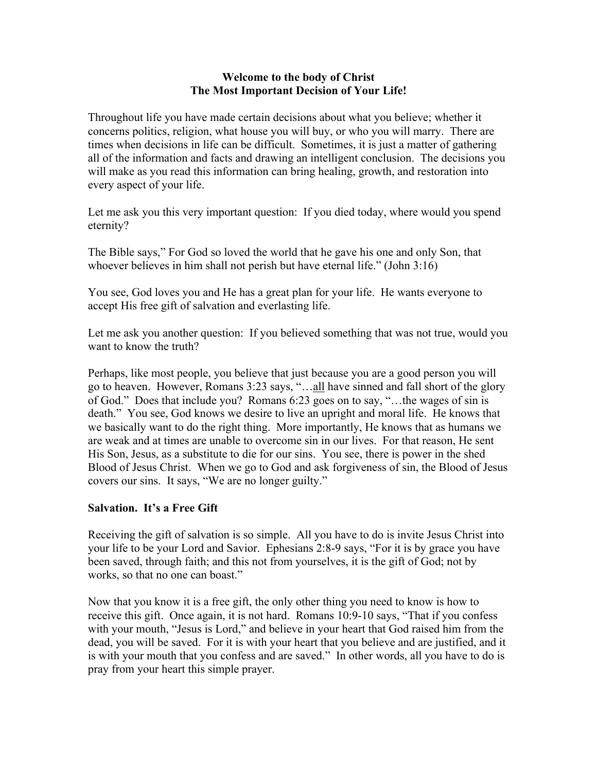**Welcome to the body of Christ**
**The Most Important Decision of Your Life!**

Throughout life you have made certain decisions about what you believe; whether it concerns politics, religion, what house you will buy, or who you will marry. There are times when decisions in life can be difficult. Sometimes, it is just a matter of gathering all of the information and facts and drawing an intelligent conclusion. The decisions you will make as you read this information can bring healing, growth, and restoration into every aspect of your life.

Let me ask you this very important question: If you died today, where would you spend eternity?

The Bible says," For God so loved the world that he gave his one and only Son, that whoever believes in him shall not perish but have eternal life." (John 3:16)

You see, God loves you and He has a great plan for your life. He wants everyone to accept His free gift of salvation and everlasting life.

Let me ask you another question: If you believed something that was not true, would you want to know the truth?

Perhaps, like most people, you believe that just because you are a good person you will go to heaven. However, Romans 3:23 says, "…<u>all</u> have sinned and fall short of the glory of God." Does that include you? Romans 6:23 goes on to say, "…the wages of sin is death." You see, God knows we desire to live an upright and moral life. He knows that we basically want to do the right thing. More importantly, He knows that as humans we are weak and at times are unable to overcome sin in our lives. For that reason, He sent His Son, Jesus, as a substitute to die for our sins. You see, there is power in the shed Blood of Jesus Christ. When we go to God and ask forgiveness of sin, the Blood of Jesus covers our sins. It says, "We are no longer guilty."

**Salvation. It's a Free Gift**

Receiving the gift of salvation is so simple. All you have to do is invite Jesus Christ into your life to be your Lord and Savior. Ephesians 2:8-9 says, "For it is by grace you have been saved, through faith; and this not from yourselves, it is the gift of God; not by works, so that no one can boast."

Now that you know it is a free gift, the only other thing you need to know is how to receive this gift. Once again, it is not hard. Romans 10:9-10 says, "That if you confess with your mouth, "Jesus is Lord," and believe in your heart that God raised him from the dead, you will be saved. For it is with your heart that you believe and are justified, and it is with your mouth that you confess and are saved." In other words, all you have to do is pray from your heart this simple prayer.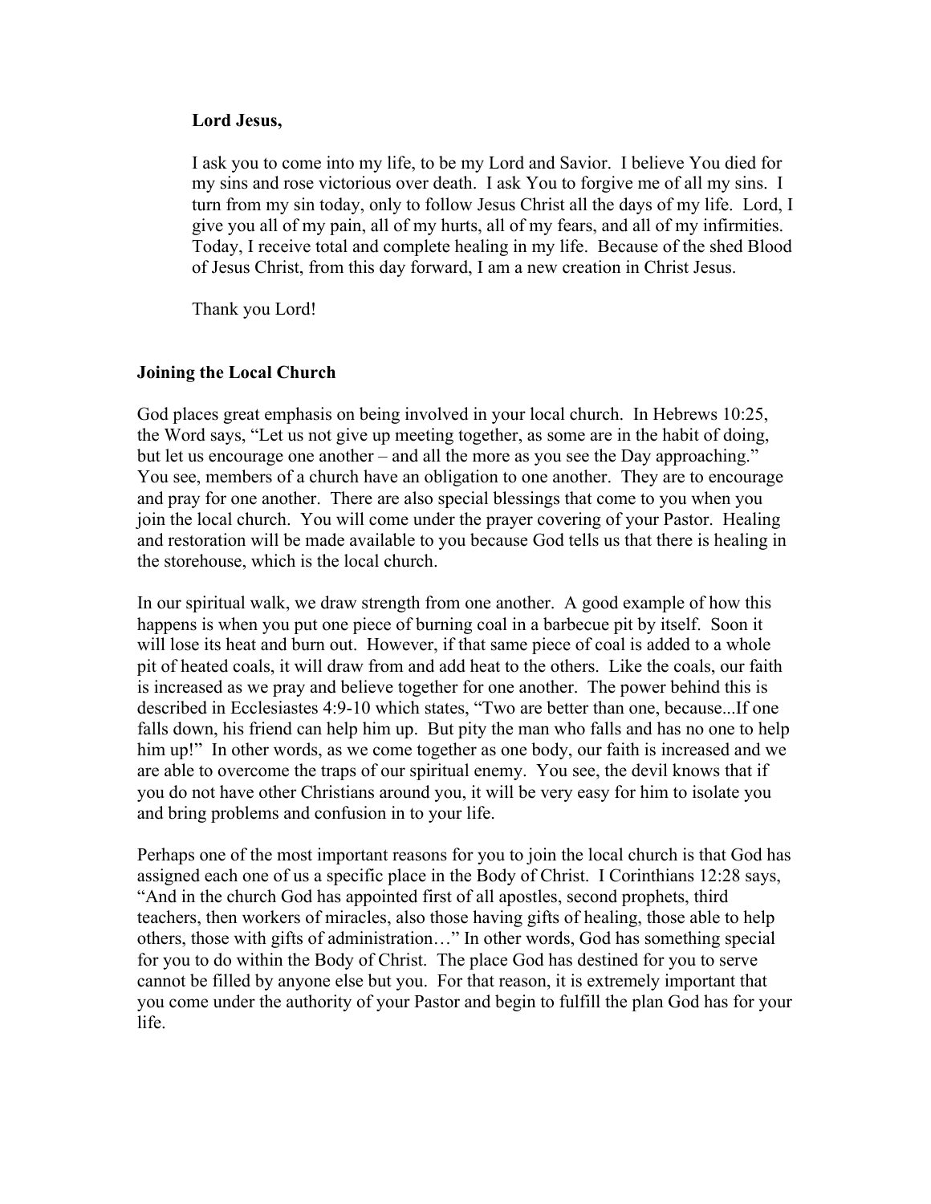**Lord Jesus,**

I ask you to come into my life, to be my Lord and Savior. I believe You died for my sins and rose victorious over death. I ask You to forgive me of all my sins. I turn from my sin today, only to follow Jesus Christ all the days of my life. Lord, I give you all of my pain, all of my hurts, all of my fears, and all of my infirmities. Today, I receive total and complete healing in my life. Because of the shed Blood of Jesus Christ, from this day forward, I am a new creation in Christ Jesus.

Thank you Lord!

## Joining the Local Church

God places great emphasis on being involved in your local church. In Hebrews 10:25, the Word says, "Let us not give up meeting together, as some are in the habit of doing, but let us encourage one another – and all the more as you see the Day approaching." You see, members of a church have an obligation to one another. They are to encourage and pray for one another. There are also special blessings that come to you when you join the local church. You will come under the prayer covering of your Pastor. Healing and restoration will be made available to you because God tells us that there is healing in the storehouse, which is the local church.

In our spiritual walk, we draw strength from one another. A good example of how this happens is when you put one piece of burning coal in a barbecue pit by itself. Soon it will lose its heat and burn out. However, if that same piece of coal is added to a whole pit of heated coals, it will draw from and add heat to the others. Like the coals, our faith is increased as we pray and believe together for one another. The power behind this is described in Ecclesiastes 4:9-10 which states, "Two are better than one, because...If one falls down, his friend can help him up. But pity the man who falls and has no one to help him up!" In other words, as we come together as one body, our faith is increased and we are able to overcome the traps of our spiritual enemy. You see, the devil knows that if you do not have other Christians around you, it will be very easy for him to isolate you and bring problems and confusion in to your life.

Perhaps one of the most important reasons for you to join the local church is that God has assigned each one of us a specific place in the Body of Christ. I Corinthians 12:28 says, "And in the church God has appointed first of all apostles, second prophets, third teachers, then workers of miracles, also those having gifts of healing, those able to help others, those with gifts of administration…" In other words, God has something special for you to do within the Body of Christ. The place God has destined for you to serve cannot be filled by anyone else but you. For that reason, it is extremely important that you come under the authority of your Pastor and begin to fulfill the plan God has for your life.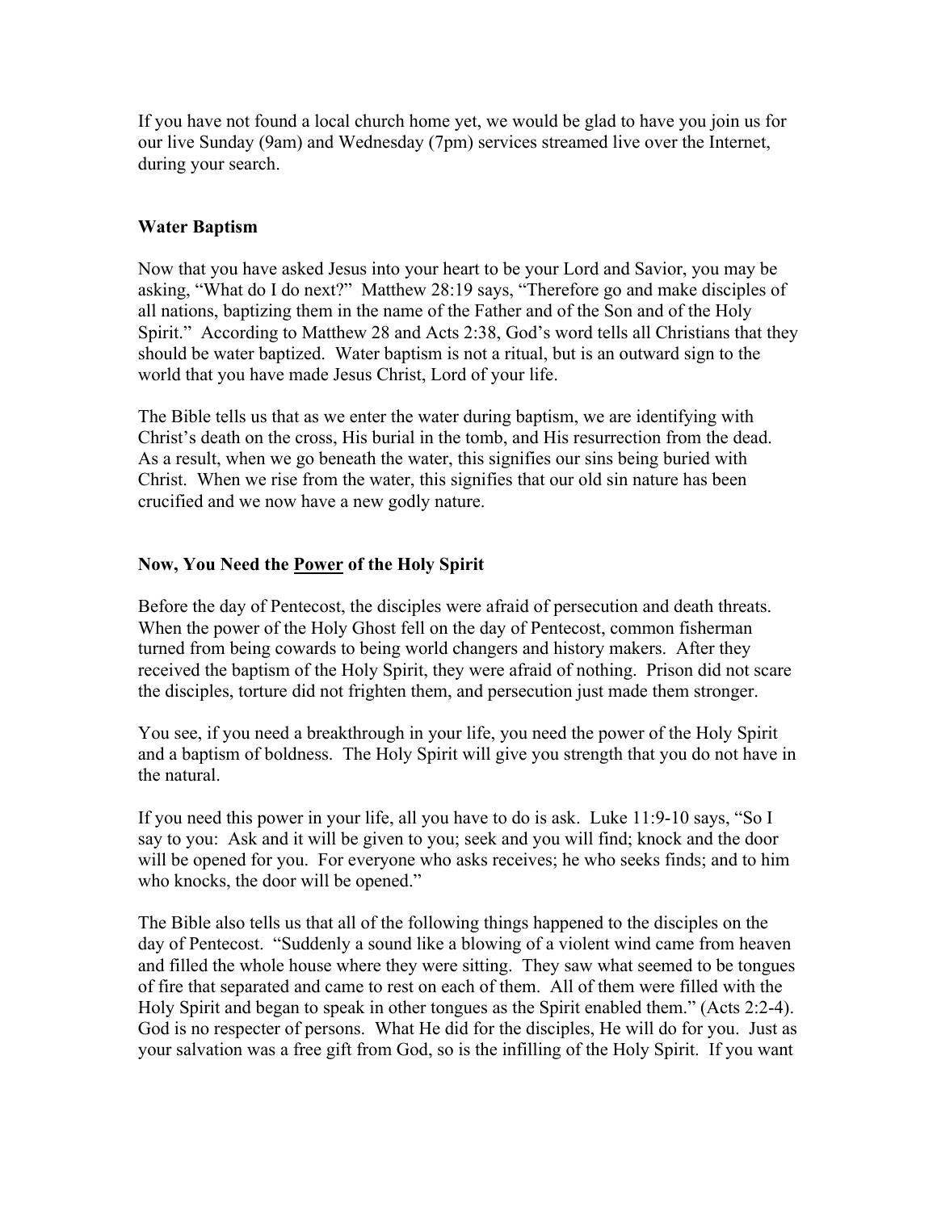If you have not found a local church home yet, we would be glad to have you join us for our live Sunday (9am) and Wednesday (7pm) services streamed live over the Internet, during your search.

## Water Baptism

Now that you have asked Jesus into your heart to be your Lord and Savior, you may be asking, "What do I do next?" Matthew 28:19 says, "Therefore go and make disciples of all nations, baptizing them in the name of the Father and of the Son and of the Holy Spirit." According to Matthew 28 and Acts 2:38, God's word tells all Christians that they should be water baptized. Water baptism is not a ritual, but is an outward sign to the world that you have made Jesus Christ, Lord of your life.

The Bible tells us that as we enter the water during baptism, we are identifying with Christ's death on the cross, His burial in the tomb, and His resurrection from the dead. As a result, when we go beneath the water, this signifies our sins being buried with Christ. When we rise from the water, this signifies that our old sin nature has been crucified and we now have a new godly nature.

## Now, You Need the <u>Power</u> of the Holy Spirit

Before the day of Pentecost, the disciples were afraid of persecution and death threats. When the power of the Holy Ghost fell on the day of Pentecost, common fisherman turned from being cowards to being world changers and history makers. After they received the baptism of the Holy Spirit, they were afraid of nothing. Prison did not scare the disciples, torture did not frighten them, and persecution just made them stronger.

You see, if you need a breakthrough in your life, you need the power of the Holy Spirit and a baptism of boldness. The Holy Spirit will give you strength that you do not have in the natural.

If you need this power in your life, all you have to do is ask. Luke 11:9-10 says, "So I say to you: Ask and it will be given to you; seek and you will find; knock and the door will be opened for you. For everyone who asks receives; he who seeks finds; and to him who knocks, the door will be opened."

The Bible also tells us that all of the following things happened to the disciples on the day of Pentecost. "Suddenly a sound like a blowing of a violent wind came from heaven and filled the whole house where they were sitting. They saw what seemed to be tongues of fire that separated and came to rest on each of them. All of them were filled with the Holy Spirit and began to speak in other tongues as the Spirit enabled them." (Acts 2:2-4). God is no respecter of persons. What He did for the disciples, He will do for you. Just as your salvation was a free gift from God, so is the infilling of the Holy Spirit. If you want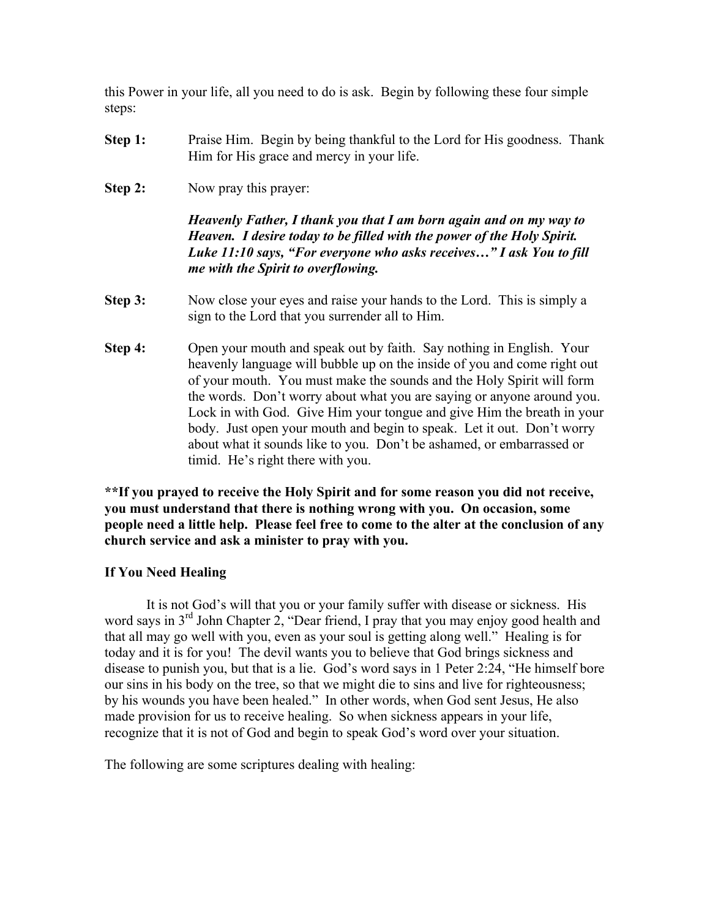this Power in your life, all you need to do is ask. Begin by following these four simple steps:

**Step 1:** Praise Him. Begin by being thankful to the Lord for His goodness. Thank Him for His grace and mercy in your life.

**Step 2:** Now pray this prayer:

***Heavenly Father, I thank you that I am born again and on my way to Heaven. I desire today to be filled with the power of the Holy Spirit. Luke 11:10 says, "For everyone who asks receives…" I ask You to fill me with the Spirit to overflowing.***

**Step 3:** Now close your eyes and raise your hands to the Lord. This is simply a sign to the Lord that you surrender all to Him.

**Step 4:** Open your mouth and speak out by faith. Say nothing in English. Your heavenly language will bubble up on the inside of you and come right out of your mouth. You must make the sounds and the Holy Spirit will form the words. Don't worry about what you are saying or anyone around you. Lock in with God. Give Him your tongue and give Him the breath in your body. Just open your mouth and begin to speak. Let it out. Don't worry about what it sounds like to you. Don't be ashamed, or embarrassed or timid. He's right there with you.

**\*\*If you prayed to receive the Holy Spirit and for some reason you did not receive, you must understand that there is nothing wrong with you. On occasion, some people need a little help. Please feel free to come to the alter at the conclusion of any church service and ask a minister to pray with you.**

**If You Need Healing**

It is not God's will that you or your family suffer with disease or sickness. His word says in 3rd John Chapter 2, "Dear friend, I pray that you may enjoy good health and that all may go well with you, even as your soul is getting along well." Healing is for today and it is for you! The devil wants you to believe that God brings sickness and disease to punish you, but that is a lie. God's word says in 1 Peter 2:24, "He himself bore our sins in his body on the tree, so that we might die to sins and live for righteousness; by his wounds you have been healed." In other words, when God sent Jesus, He also made provision for us to receive healing. So when sickness appears in your life, recognize that it is not of God and begin to speak God's word over your situation.

The following are some scriptures dealing with healing: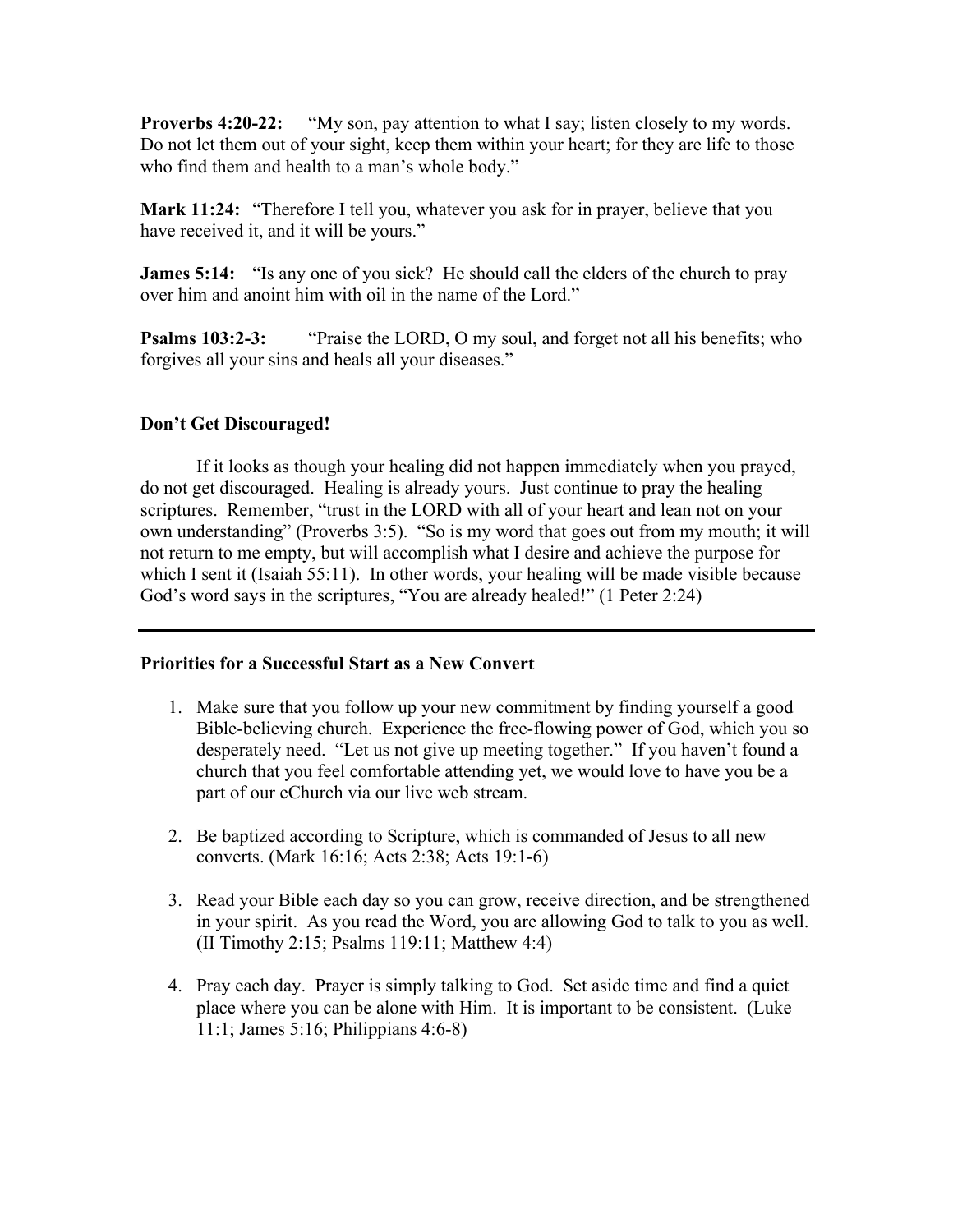**Proverbs 4:20-22:** "My son, pay attention to what I say; listen closely to my words. Do not let them out of your sight, keep them within your heart; for they are life to those who find them and health to a man's whole body."

**Mark 11:24:** "Therefore I tell you, whatever you ask for in prayer, believe that you have received it, and it will be yours."

**James 5:14:** "Is any one of you sick? He should call the elders of the church to pray over him and anoint him with oil in the name of the Lord."

**Psalms 103:2-3:** "Praise the LORD, O my soul, and forget not all his benefits; who forgives all your sins and heals all your diseases."

**Don't Get Discouraged!**

If it looks as though your healing did not happen immediately when you prayed, do not get discouraged. Healing is already yours. Just continue to pray the healing scriptures. Remember, "trust in the LORD with all of your heart and lean not on your own understanding" (Proverbs 3:5). "So is my word that goes out from my mouth; it will not return to me empty, but will accomplish what I desire and achieve the purpose for which I sent it (Isaiah 55:11). In other words, your healing will be made visible because God's word says in the scriptures, "You are already healed!" (1 Peter 2:24)

---

**Priorities for a Successful Start as a New Convert**

1. Make sure that you follow up your new commitment by finding yourself a good Bible-believing church. Experience the free-flowing power of God, which you so desperately need. "Let us not give up meeting together." If you haven't found a church that you feel comfortable attending yet, we would love to have you be a part of our eChurch via our live web stream.

2. Be baptized according to Scripture, which is commanded of Jesus to all new converts. (Mark 16:16; Acts 2:38; Acts 19:1-6)

3. Read your Bible each day so you can grow, receive direction, and be strengthened in your spirit. As you read the Word, you are allowing God to talk to you as well. (II Timothy 2:15; Psalms 119:11; Matthew 4:4)

4. Pray each day. Prayer is simply talking to God. Set aside time and find a quiet place where you can be alone with Him. It is important to be consistent. (Luke 11:1; James 5:16; Philippians 4:6-8)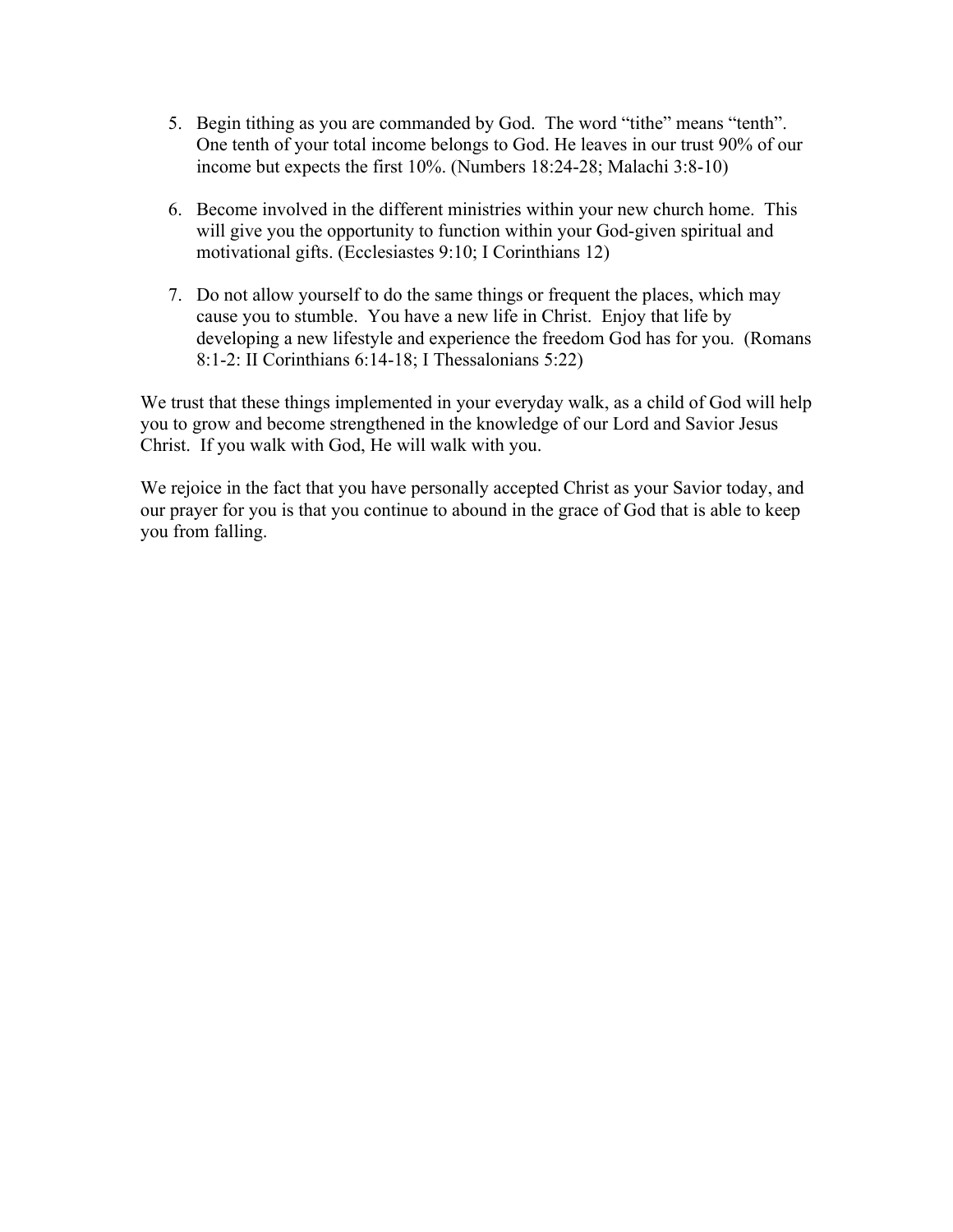5. Begin tithing as you are commanded by God. The word “tithe” means “tenth”. One tenth of your total income belongs to God. He leaves in our trust 90% of our income but expects the first 10%. (Numbers 18:24-28; Malachi 3:8-10)

6. Become involved in the different ministries within your new church home. This will give you the opportunity to function within your God-given spiritual and motivational gifts. (Ecclesiastes 9:10; I Corinthians 12)

7. Do not allow yourself to do the same things or frequent the places, which may cause you to stumble. You have a new life in Christ. Enjoy that life by developing a new lifestyle and experience the freedom God has for you. (Romans 8:1-2: II Corinthians 6:14-18; I Thessalonians 5:22)

We trust that these things implemented in your everyday walk, as a child of God will help you to grow and become strengthened in the knowledge of our Lord and Savior Jesus Christ. If you walk with God, He will walk with you.

We rejoice in the fact that you have personally accepted Christ as your Savior today, and our prayer for you is that you continue to abound in the grace of God that is able to keep you from falling.